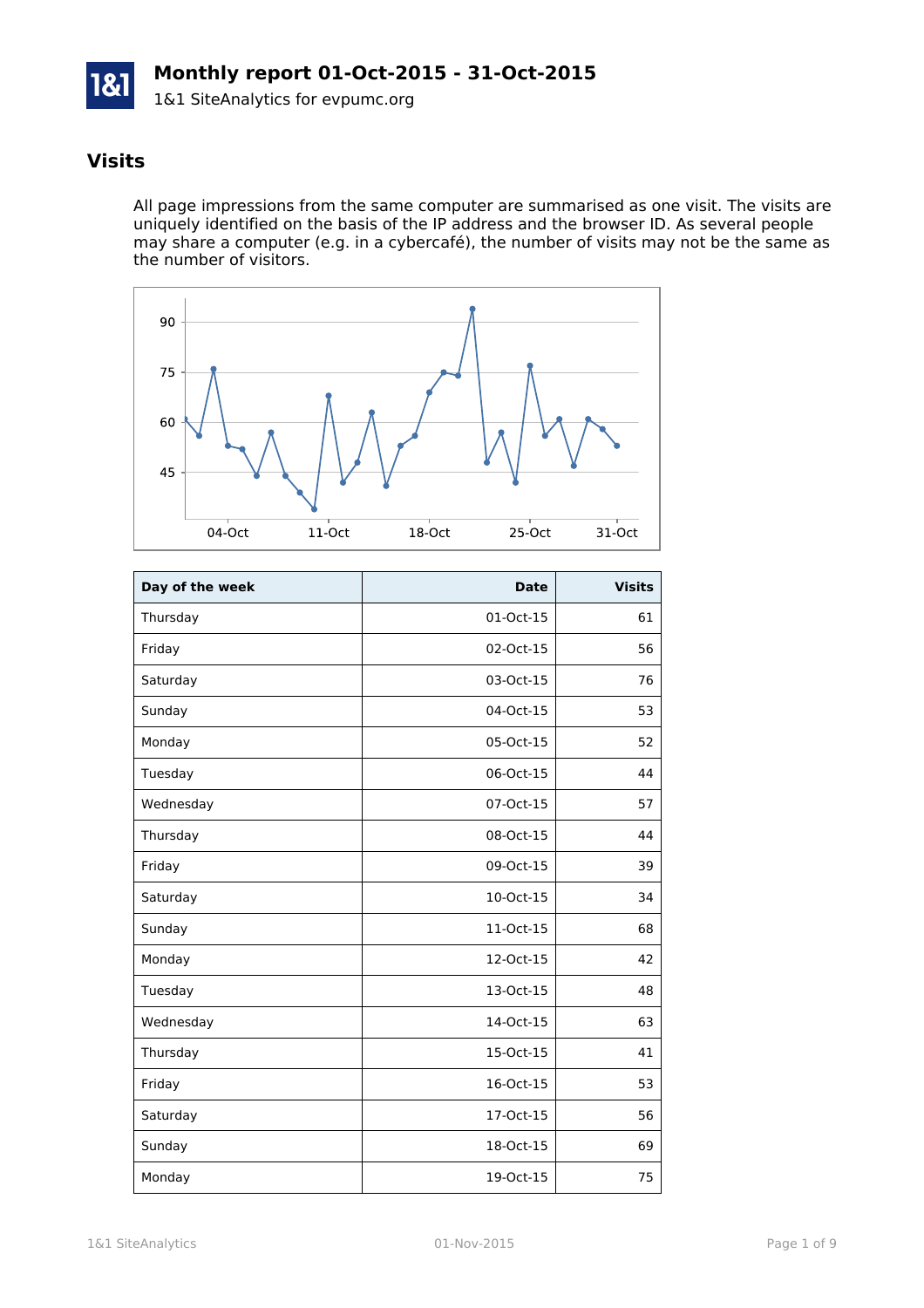# Monthly report 01-Oct-2015 - 31-Oct-2015

1&1 SiteAnalytics for evpumc.org

## Visits

All page impressions from the same computer are summarised as one visit. The visits are uniquely identified on the basis of the IP address and the browser ID. As several people may share a computer (e.g. in a cybercafé), the number of visits may not be the same as the number of visitors.

| Day of the week | Date | Visits |
|---|---|---|
| Thursday | 01-Oct-15 | 61 |
| Friday | 02-Oct-15 | 56 |
| Saturday | 03-Oct-15 | 76 |
| Sunday | 04-Oct-15 | 53 |
| Monday | 05-Oct-15 | 52 |
| Tuesday | 06-Oct-15 | 44 |
| Wednesday | 07-Oct-15 | 57 |
| Thursday | 08-Oct-15 | 44 |
| Friday | 09-Oct-15 | 39 |
| Saturday | 10-Oct-15 | 34 |
| Sunday | 11-Oct-15 | 68 |
| Monday | 12-Oct-15 | 42 |
| Tuesday | 13-Oct-15 | 48 |
| Wednesday | 14-Oct-15 | 63 |
| Thursday | 15-Oct-15 | 41 |
| Friday | 16-Oct-15 | 53 |
| Saturday | 17-Oct-15 | 56 |
| Sunday | 18-Oct-15 | 69 |
| Monday | 19-Oct-15 | 75 |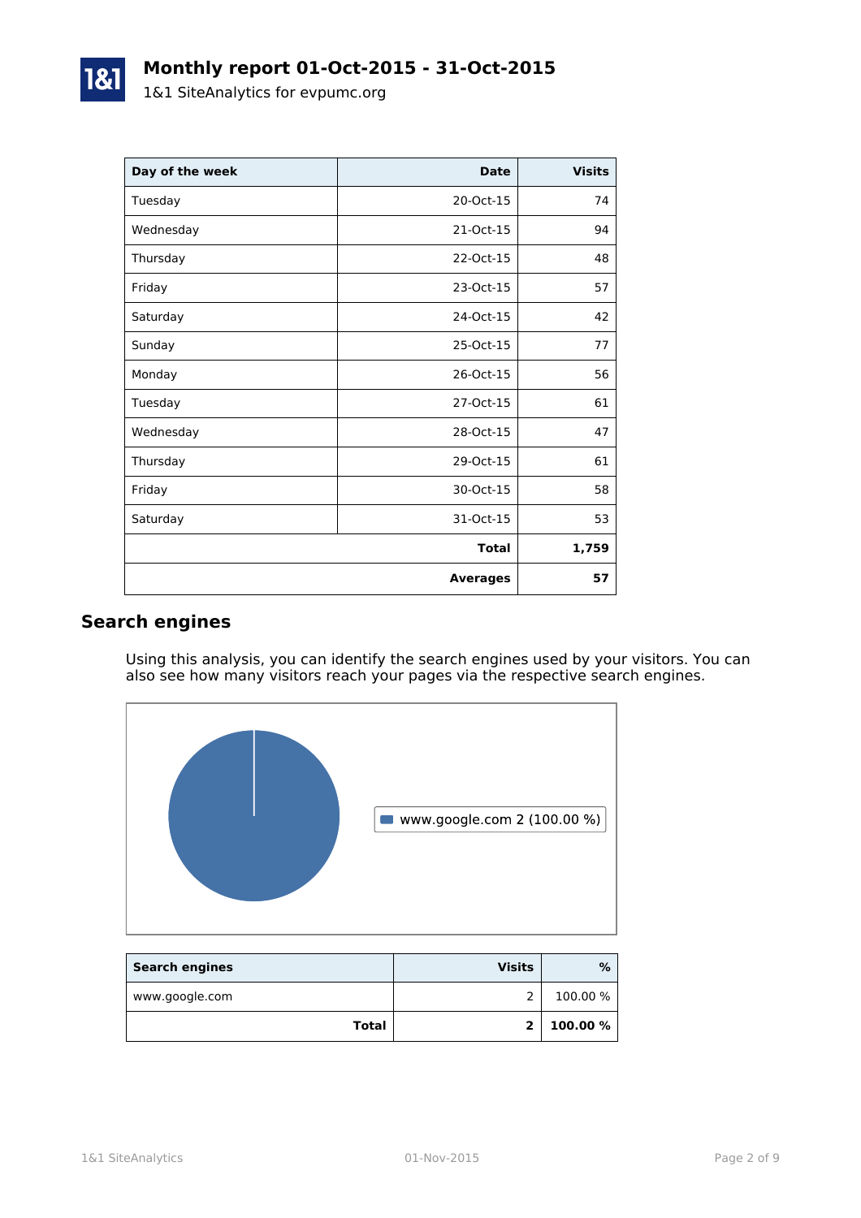# Monthly report 01-Oct-2015 - 31-Oct-2015

1&1 SiteAnalytics for evpumc.org

| Day of the week | Date | Visits |
|---|---|---|
| Tuesday | 20-Oct-15 | 74 |
| Wednesday | 21-Oct-15 | 94 |
| Thursday | 22-Oct-15 | 48 |
| Friday | 23-Oct-15 | 57 |
| Saturday | 24-Oct-15 | 42 |
| Sunday | 25-Oct-15 | 77 |
| Monday | 26-Oct-15 | 56 |
| Tuesday | 27-Oct-15 | 61 |
| Wednesday | 28-Oct-15 | 47 |
| Thursday | 29-Oct-15 | 61 |
| Friday | 30-Oct-15 | 58 |
| Saturday | 31-Oct-15 | 53 |
| | **Total** | **1,759** |
| | **Averages** | **57** |

## Search engines

Using this analysis, you can identify the search engines used by your visitors. You can also see how many visitors reach your pages via the respective search engines.

www.google.com 2 (100.00 %)

| Search engines | Visits | % |
|---|---|---|
| www.google.com | 2 | 100.00 % |
| **Total** | **2** | **100.00 %** |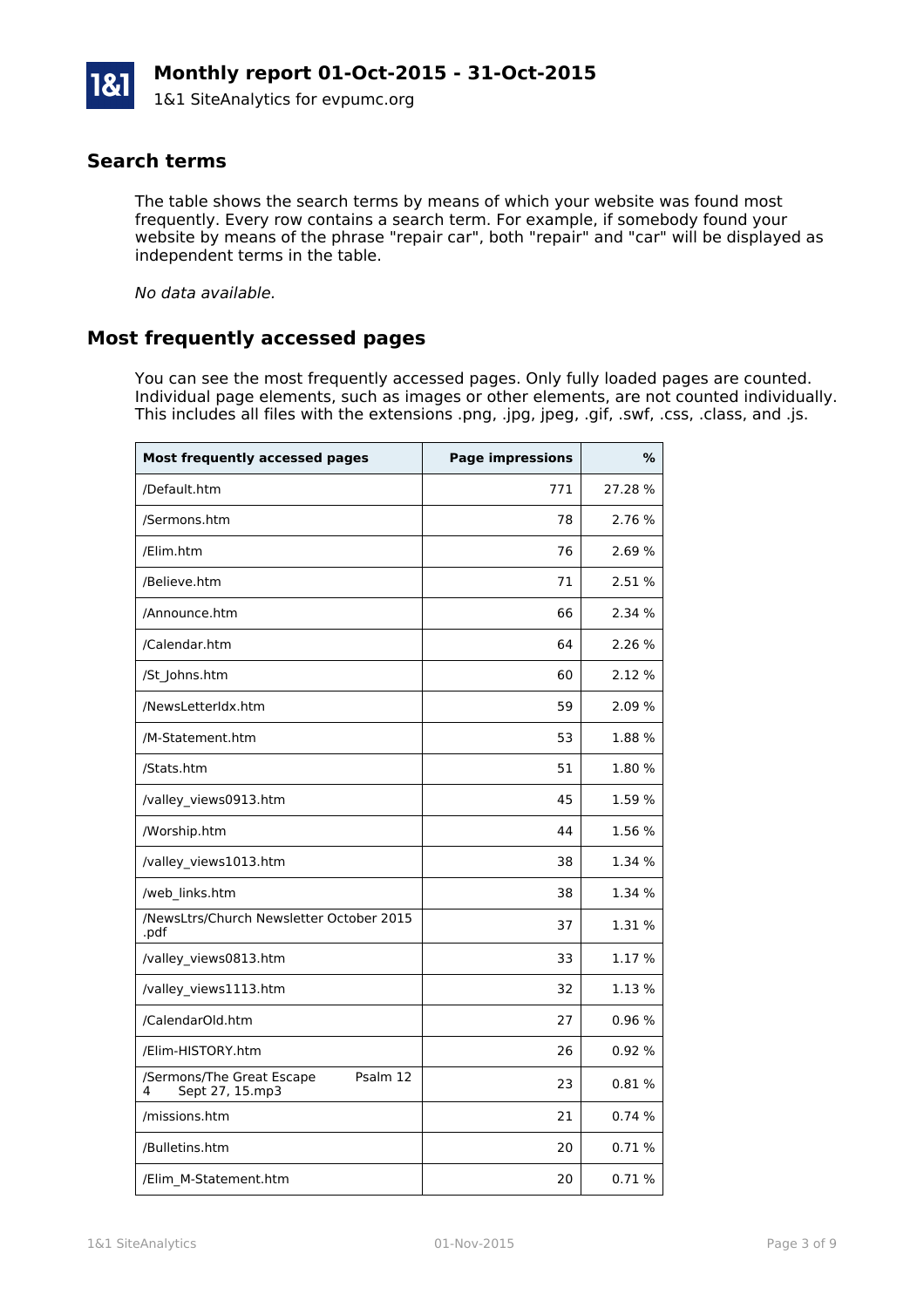# Monthly report 01-Oct-2015 - 31-Oct-2015

1&1 SiteAnalytics for evpumc.org

## Search terms

The table shows the search terms by means of which your website was found most frequently. Every row contains a search term. For example, if somebody found your website by means of the phrase "repair car", both "repair" and "car" will be displayed as independent terms in the table.

*No data available.*

## Most frequently accessed pages

You can see the most frequently accessed pages. Only fully loaded pages are counted. Individual page elements, such as images or other elements, are not counted individually. This includes all files with the extensions .png, .jpg, jpeg, .gif, .swf, .css, .class, and .js.

| Most frequently accessed pages | Page impressions | % |
|---|---|---|
| /Default.htm | 771 | 27.28 % |
| /Sermons.htm | 78 | 2.76 % |
| /Elim.htm | 76 | 2.69 % |
| /Believe.htm | 71 | 2.51 % |
| /Announce.htm | 66 | 2.34 % |
| /Calendar.htm | 64 | 2.26 % |
| /St_Johns.htm | 60 | 2.12 % |
| /NewsLetterIdx.htm | 59 | 2.09 % |
| /M-Statement.htm | 53 | 1.88 % |
| /Stats.htm | 51 | 1.80 % |
| /valley_views0913.htm | 45 | 1.59 % |
| /Worship.htm | 44 | 1.56 % |
| /valley_views1013.htm | 38 | 1.34 % |
| /web_links.htm | 38 | 1.34 % |
| /NewsLtrs/Church Newsletter October 2015 .pdf | 37 | 1.31 % |
| /valley_views0813.htm | 33 | 1.17 % |
| /valley_views1113.htm | 32 | 1.13 % |
| /CalendarOld.htm | 27 | 0.96 % |
| /Elim-HISTORY.htm | 26 | 0.92 % |
| /Sermons/The Great Escape Psalm 124 Sept 27, 15.mp3 | 23 | 0.81 % |
| /missions.htm | 21 | 0.74 % |
| /Bulletins.htm | 20 | 0.71 % |
| /Elim_M-Statement.htm | 20 | 0.71 % |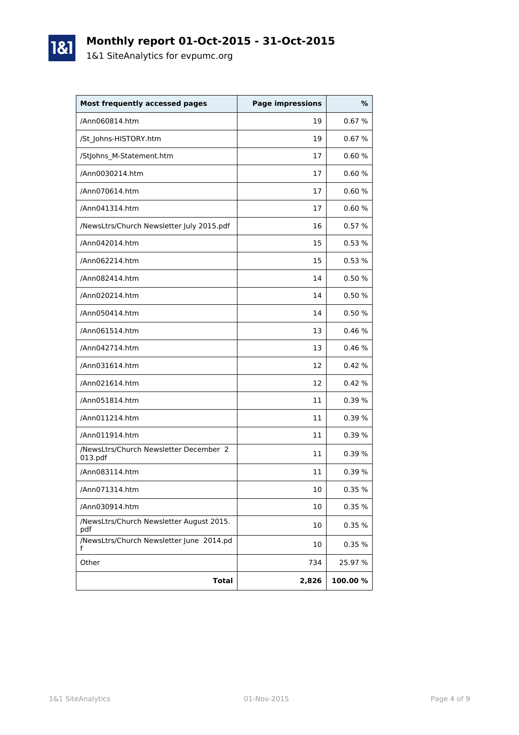# Monthly report 01-Oct-2015 - 31-Oct-2015

1&1 SiteAnalytics for evpumc.org

| Most frequently accessed pages | Page impressions | % |
|---|---:|---:|
| /Ann060814.htm | 19 | 0.67 % |
| /St_Johns-HISTORY.htm | 19 | 0.67 % |
| /StJohns_M-Statement.htm | 17 | 0.60 % |
| /Ann0030214.htm | 17 | 0.60 % |
| /Ann070614.htm | 17 | 0.60 % |
| /Ann041314.htm | 17 | 0.60 % |
| /NewsLtrs/Church Newsletter July 2015.pdf | 16 | 0.57 % |
| /Ann042014.htm | 15 | 0.53 % |
| /Ann062214.htm | 15 | 0.53 % |
| /Ann082414.htm | 14 | 0.50 % |
| /Ann020214.htm | 14 | 0.50 % |
| /Ann050414.htm | 14 | 0.50 % |
| /Ann061514.htm | 13 | 0.46 % |
| /Ann042714.htm | 13 | 0.46 % |
| /Ann031614.htm | 12 | 0.42 % |
| /Ann021614.htm | 12 | 0.42 % |
| /Ann051814.htm | 11 | 0.39 % |
| /Ann011214.htm | 11 | 0.39 % |
| /Ann011914.htm | 11 | 0.39 % |
| /NewsLtrs/Church Newsletter December 2013.pdf | 11 | 0.39 % |
| /Ann083114.htm | 11 | 0.39 % |
| /Ann071314.htm | 10 | 0.35 % |
| /Ann030914.htm | 10 | 0.35 % |
| /NewsLtrs/Church Newsletter August 2015.pdf | 10 | 0.35 % |
| /NewsLtrs/Church Newsletter June 2014.pdf | 10 | 0.35 % |
| Other | 734 | 25.97 % |
| **Total** | **2,826** | **100.00 %** |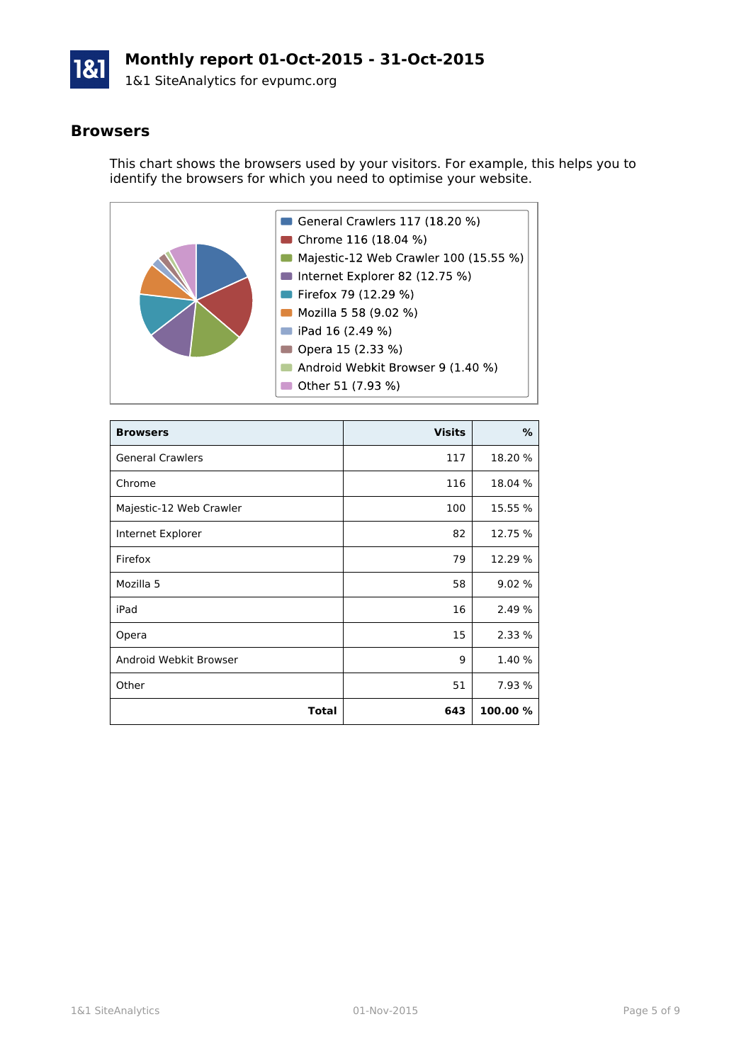**Monthly report 01-Oct-2015 - 31-Oct-2015**

1&1 SiteAnalytics for evpumc.org

## Browsers

This chart shows the browsers used by your visitors. For example, this helps you to identify the browsers for which you need to optimise your website.

- General Crawlers 117 (18.20 %)
- Chrome 116 (18.04 %)
- Majestic-12 Web Crawler 100 (15.55 %)
- Internet Explorer 82 (12.75 %)
- Firefox 79 (12.29 %)
- Mozilla 5 58 (9.02 %)
- iPad 16 (2.49 %)
- Opera 15 (2.33 %)
- Android Webkit Browser 9 (1.40 %)
- Other 51 (7.93 %)

| Browsers | Visits | % |
|---|---|---|
| General Crawlers | 117 | 18.20 % |
| Chrome | 116 | 18.04 % |
| Majestic-12 Web Crawler | 100 | 15.55 % |
| Internet Explorer | 82 | 12.75 % |
| Firefox | 79 | 12.29 % |
| Mozilla 5 | 58 | 9.02 % |
| iPad | 16 | 2.49 % |
| Opera | 15 | 2.33 % |
| Android Webkit Browser | 9 | 1.40 % |
| Other | 51 | 7.93 % |
| **Total** | **643** | **100.00 %** |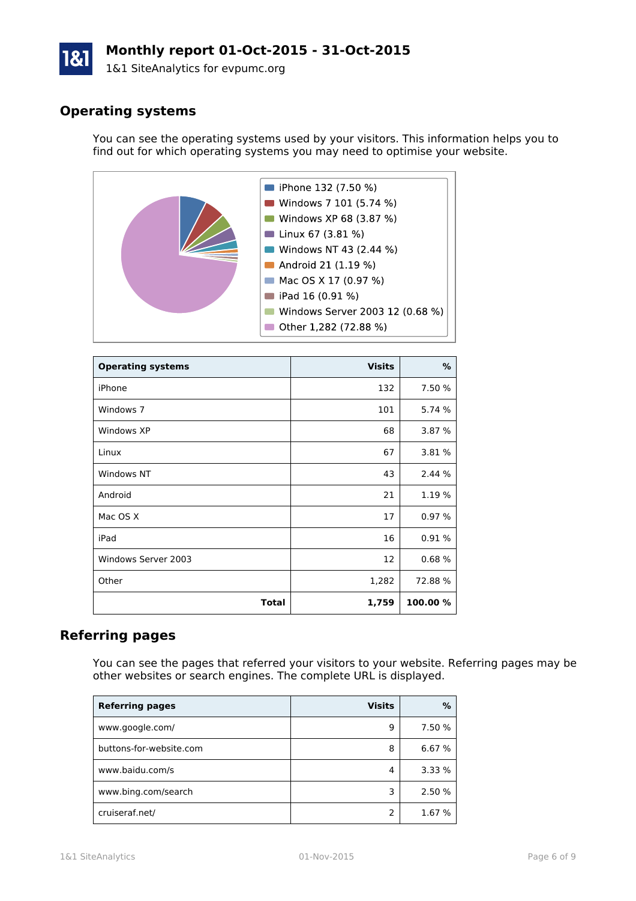## Operating systems

You can see the operating systems used by your visitors. This information helps you to find out for which operating systems you may need to optimise your website.

- iPhone 132 (7.50 %)
- Windows 7 101 (5.74 %)
- Windows XP 68 (3.87 %)
- Linux 67 (3.81 %)
- Windows NT 43 (2.44 %)
- Android 21 (1.19 %)
- Mac OS X 17 (0.97 %)
- iPad 16 (0.91 %)
- Windows Server 2003 12 (0.68 %)
- Other 1,282 (72.88 %)

| Operating systems | Visits | % |
|---|---:|---:|
| iPhone | 132 | 7.50 % |
| Windows 7 | 101 | 5.74 % |
| Windows XP | 68 | 3.87 % |
| Linux | 67 | 3.81 % |
| Windows NT | 43 | 2.44 % |
| Android | 21 | 1.19 % |
| Mac OS X | 17 | 0.97 % |
| iPad | 16 | 0.91 % |
| Windows Server 2003 | 12 | 0.68 % |
| Other | 1,282 | 72.88 % |
| **Total** | **1,759** | **100.00 %** |

## Referring pages

You can see the pages that referred your visitors to your website. Referring pages may be other websites or search engines. The complete URL is displayed.

| Referring pages | Visits | % |
|---|---:|---:|
| www.google.com/ | 9 | 7.50 % |
| buttons-for-website.com | 8 | 6.67 % |
| www.baidu.com/s | 4 | 3.33 % |
| www.bing.com/search | 3 | 2.50 % |
| cruiseraf.net/ | 2 | 1.67 % |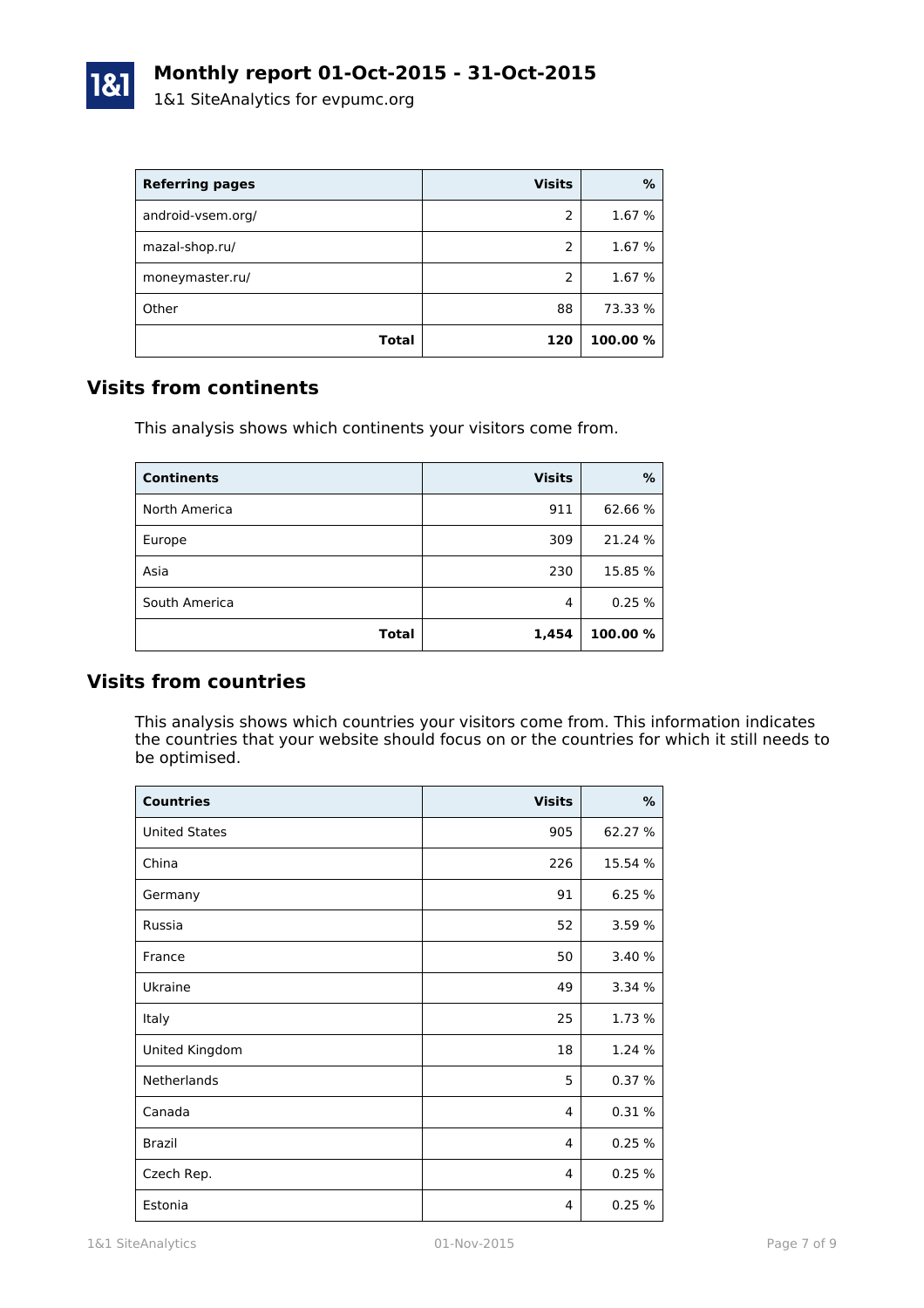# Monthly report 01-Oct-2015 - 31-Oct-2015

1&1 SiteAnalytics for evpumc.org

| Referring pages | Visits | % |
|---|---|---|
| android-vsem.org/ | 2 | 1.67 % |
| mazal-shop.ru/ | 2 | 1.67 % |
| moneymaster.ru/ | 2 | 1.67 % |
| Other | 88 | 73.33 % |
| **Total** | **120** | **100.00 %** |

## Visits from continents

This analysis shows which continents your visitors come from.

| Continents | Visits | % |
|---|---|---|
| North America | 911 | 62.66 % |
| Europe | 309 | 21.24 % |
| Asia | 230 | 15.85 % |
| South America | 4 | 0.25 % |
| **Total** | **1,454** | **100.00 %** |

## Visits from countries

This analysis shows which countries your visitors come from. This information indicates the countries that your website should focus on or the countries for which it still needs to be optimised.

| Countries | Visits | % |
|---|---|---|
| United States | 905 | 62.27 % |
| China | 226 | 15.54 % |
| Germany | 91 | 6.25 % |
| Russia | 52 | 3.59 % |
| France | 50 | 3.40 % |
| Ukraine | 49 | 3.34 % |
| Italy | 25 | 1.73 % |
| United Kingdom | 18 | 1.24 % |
| Netherlands | 5 | 0.37 % |
| Canada | 4 | 0.31 % |
| Brazil | 4 | 0.25 % |
| Czech Rep. | 4 | 0.25 % |
| Estonia | 4 | 0.25 % |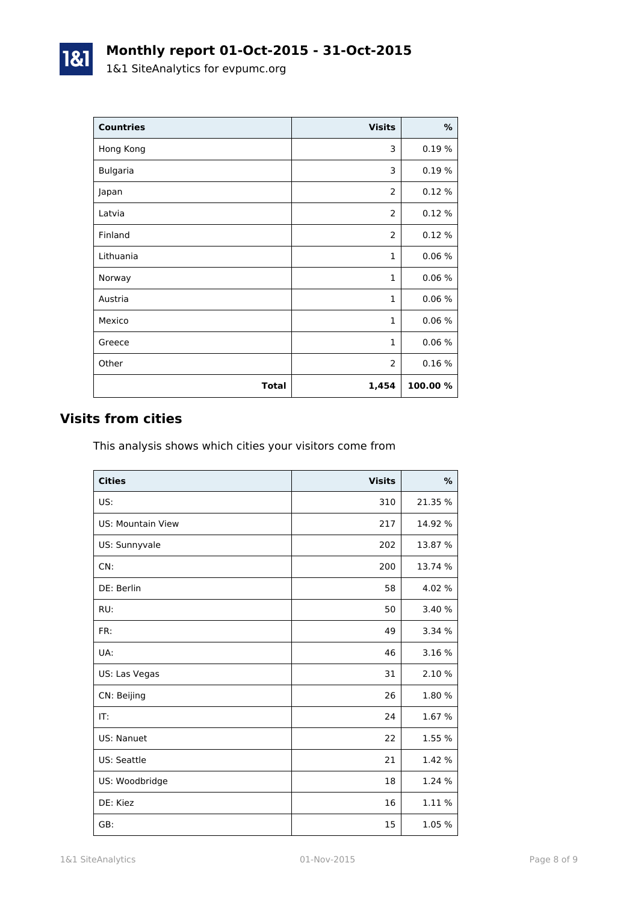# Monthly report 01-Oct-2015 - 31-Oct-2015

1&1 SiteAnalytics for evpumc.org

| Countries | Visits | % |
|---|---:|---:|
| Hong Kong | 3 | 0.19 % |
| Bulgaria | 3 | 0.19 % |
| Japan | 2 | 0.12 % |
| Latvia | 2 | 0.12 % |
| Finland | 2 | 0.12 % |
| Lithuania | 1 | 0.06 % |
| Norway | 1 | 0.06 % |
| Austria | 1 | 0.06 % |
| Mexico | 1 | 0.06 % |
| Greece | 1 | 0.06 % |
| Other | 2 | 0.16 % |
| **Total** | **1,454** | **100.00 %** |

## Visits from cities

This analysis shows which cities your visitors come from

| Cities | Visits | % |
|---|---:|---:|
| US: | 310 | 21.35 % |
| US: Mountain View | 217 | 14.92 % |
| US: Sunnyvale | 202 | 13.87 % |
| CN: | 200 | 13.74 % |
| DE: Berlin | 58 | 4.02 % |
| RU: | 50 | 3.40 % |
| FR: | 49 | 3.34 % |
| UA: | 46 | 3.16 % |
| US: Las Vegas | 31 | 2.10 % |
| CN: Beijing | 26 | 1.80 % |
| IT: | 24 | 1.67 % |
| US: Nanuet | 22 | 1.55 % |
| US: Seattle | 21 | 1.42 % |
| US: Woodbridge | 18 | 1.24 % |
| DE: Kiez | 16 | 1.11 % |
| GB: | 15 | 1.05 % |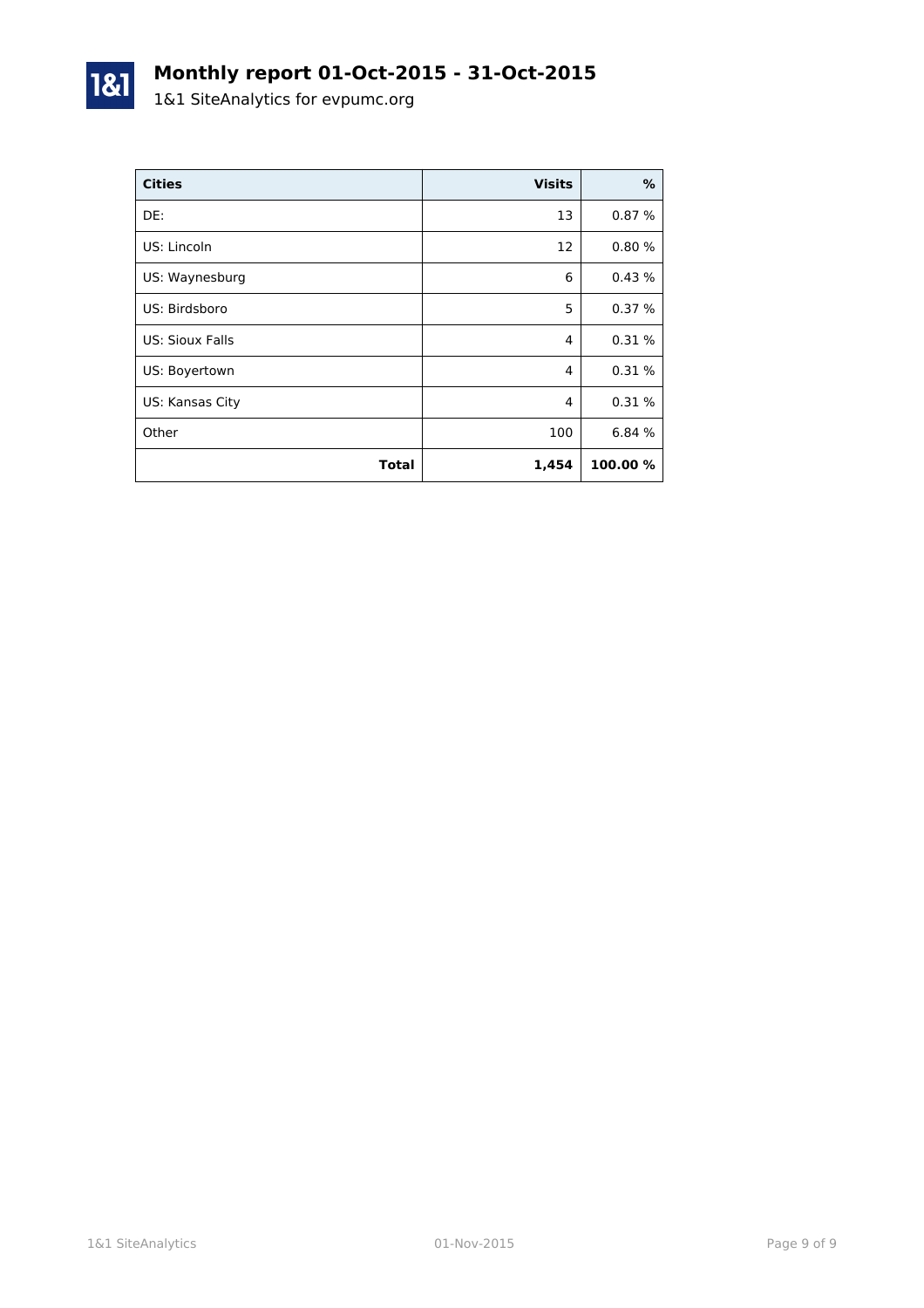# Monthly report 01-Oct-2015 - 31-Oct-2015

1&1 SiteAnalytics for evpumc.org

| Cities | Visits | % |
|---|---|---|
| DE: | 13 | 0.87 % |
| US: Lincoln | 12 | 0.80 % |
| US: Waynesburg | 6 | 0.43 % |
| US: Birdsboro | 5 | 0.37 % |
| US: Sioux Falls | 4 | 0.31 % |
| US: Boyertown | 4 | 0.31 % |
| US: Kansas City | 4 | 0.31 % |
| Other | 100 | 6.84 % |
| **Total** | **1,454** | **100.00 %** |